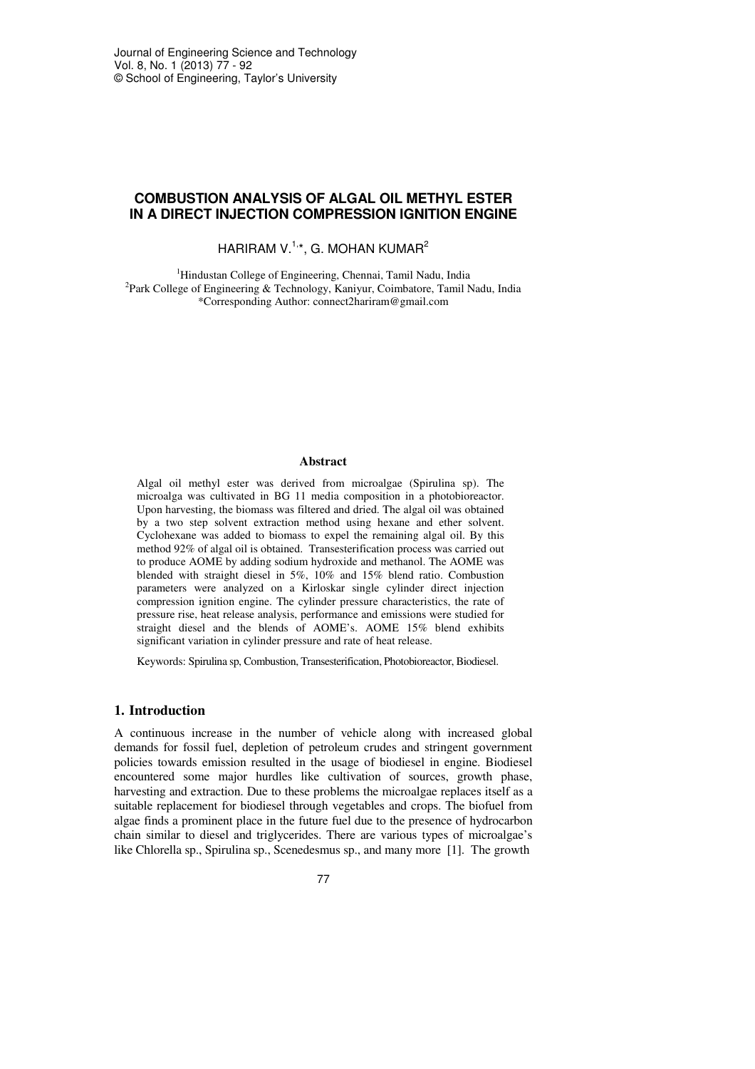# COMBUSTION ANALYSIS OF ALGAL OIL METHYL ESTER IN A DIRECT INJECTION COMPRESSION IGNITION ENGINE

HARIRAM V.[1,*], G. MOHAN KUMAR[2]

[1]Hindustan College of Engineering, Chennai, Tamil Nadu, India
[2]Park College of Engineering & Technology, Kaniyur, Coimbatore, Tamil Nadu, India
*Corresponding Author: connect2hariram@gmail.com

### Abstract

Algal oil methyl ester was derived from microalgae (Spirulina sp). The microalga was cultivated in BG 11 media composition in a photobioreactor. Upon harvesting, the biomass was filtered and dried. The algal oil was obtained by a two step solvent extraction method using hexane and ether solvent. Cyclohexane was added to biomass to expel the remaining algal oil. By this method 92% of algal oil is obtained. Transesterification process was carried out to produce AOME by adding sodium hydroxide and methanol. The AOME was blended with straight diesel in 5%, 10% and 15% blend ratio. Combustion parameters were analyzed on a Kirloskar single cylinder direct injection compression ignition engine. The cylinder pressure characteristics, the rate of pressure rise, heat release analysis, performance and emissions were studied for straight diesel and the blends of AOME's. AOME 15% blend exhibits significant variation in cylinder pressure and rate of heat release.

Keywords: Spirulina sp, Combustion, Transesterification, Photobioreactor, Biodiesel.

## 1. Introduction

A continuous increase in the number of vehicle along with increased global demands for fossil fuel, depletion of petroleum crudes and stringent government policies towards emission resulted in the usage of biodiesel in engine. Biodiesel encountered some major hurdles like cultivation of sources, growth phase, harvesting and extraction. Due to these problems the microalgae replaces itself as a suitable replacement for biodiesel through vegetables and crops. The biofuel from algae finds a prominent place in the future fuel due to the presence of hydrocarbon chain similar to diesel and triglycerides. There are various types of microalgae's like Chlorella sp., Spirulina sp., Scenedesmus sp., and many more [1]. The growth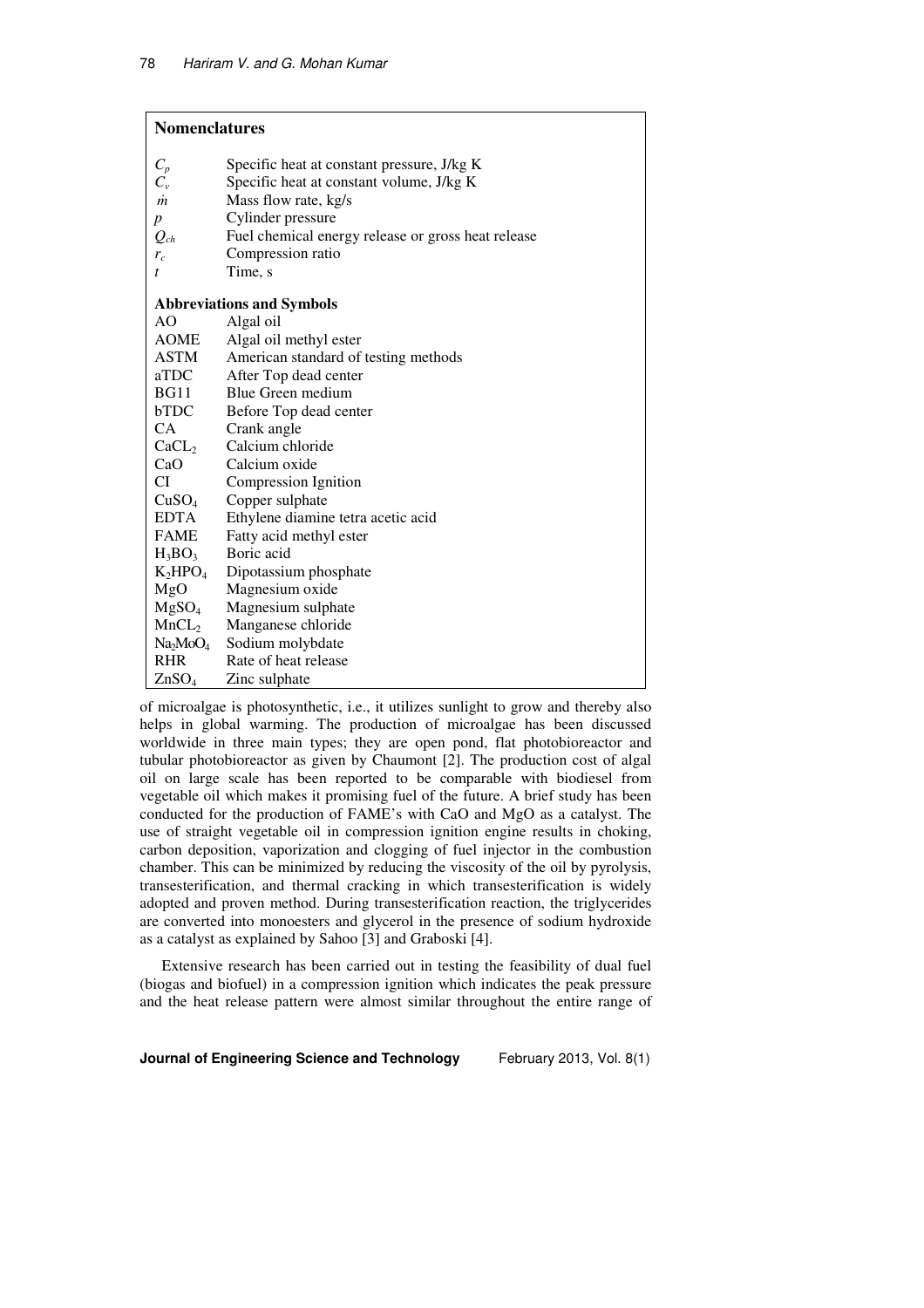## Nomenclatures

| | |
|---|---|
| $C_p$ | Specific heat at constant pressure, J/kg K |
| $C_v$ | Specific heat at constant volume, J/kg K |
| $\dot{m}$ | Mass flow rate, kg/s |
| $p$ | Cylinder pressure |
| $Q_{ch}$ | Fuel chemical energy release or gross heat release |
| $r_c$ | Compression ratio |
| $t$ | Time, s |

### Abbreviations and Symbols

| | |
|---|---|
| AO | Algal oil |
| AOME | Algal oil methyl ester |
| ASTM | American standard of testing methods |
| aTDC | After Top dead center |
| BG11 | Blue Green medium |
| bTDC | Before Top dead center |
| CA | Crank angle |
| $CaCL_2$ | Calcium chloride |
| CaO | Calcium oxide |
| CI | Compression Ignition |
| $CuSO_4$ | Copper sulphate |
| EDTA | Ethylene diamine tetra acetic acid |
| FAME | Fatty acid methyl ester |
| $H_3BO_3$ | Boric acid |
| $K_2HPO_4$ | Dipotassium phosphate |
| MgO | Magnesium oxide |
| $MgSO_4$ | Magnesium sulphate |
| $MnCL_2$ | Manganese chloride |
| $Na_2MoO_4$ | Sodium molybdate |
| RHR | Rate of heat release |
| $ZnSO_4$ | Zinc sulphate |

of microalgae is photosynthetic, i.e., it utilizes sunlight to grow and thereby also helps in global warming. The production of microalgae has been discussed worldwide in three main types; they are open pond, flat photobioreactor and tubular photobioreactor as given by Chaumont [2]. The production cost of algal oil on large scale has been reported to be comparable with biodiesel from vegetable oil which makes it promising fuel of the future. A brief study has been conducted for the production of FAME's with CaO and MgO as a catalyst. The use of straight vegetable oil in compression ignition engine results in choking, carbon deposition, vaporization and clogging of fuel injector in the combustion chamber. This can be minimized by reducing the viscosity of the oil by pyrolysis, transesterification, and thermal cracking in which transesterification is widely adopted and proven method. During transesterification reaction, the triglycerides are converted into monoesters and glycerol in the presence of sodium hydroxide as a catalyst as explained by Sahoo [3] and Graboski [4].

Extensive research has been carried out in testing the feasibility of dual fuel (biogas and biofuel) in a compression ignition which indicates the peak pressure and the heat release pattern were almost similar throughout the entire range of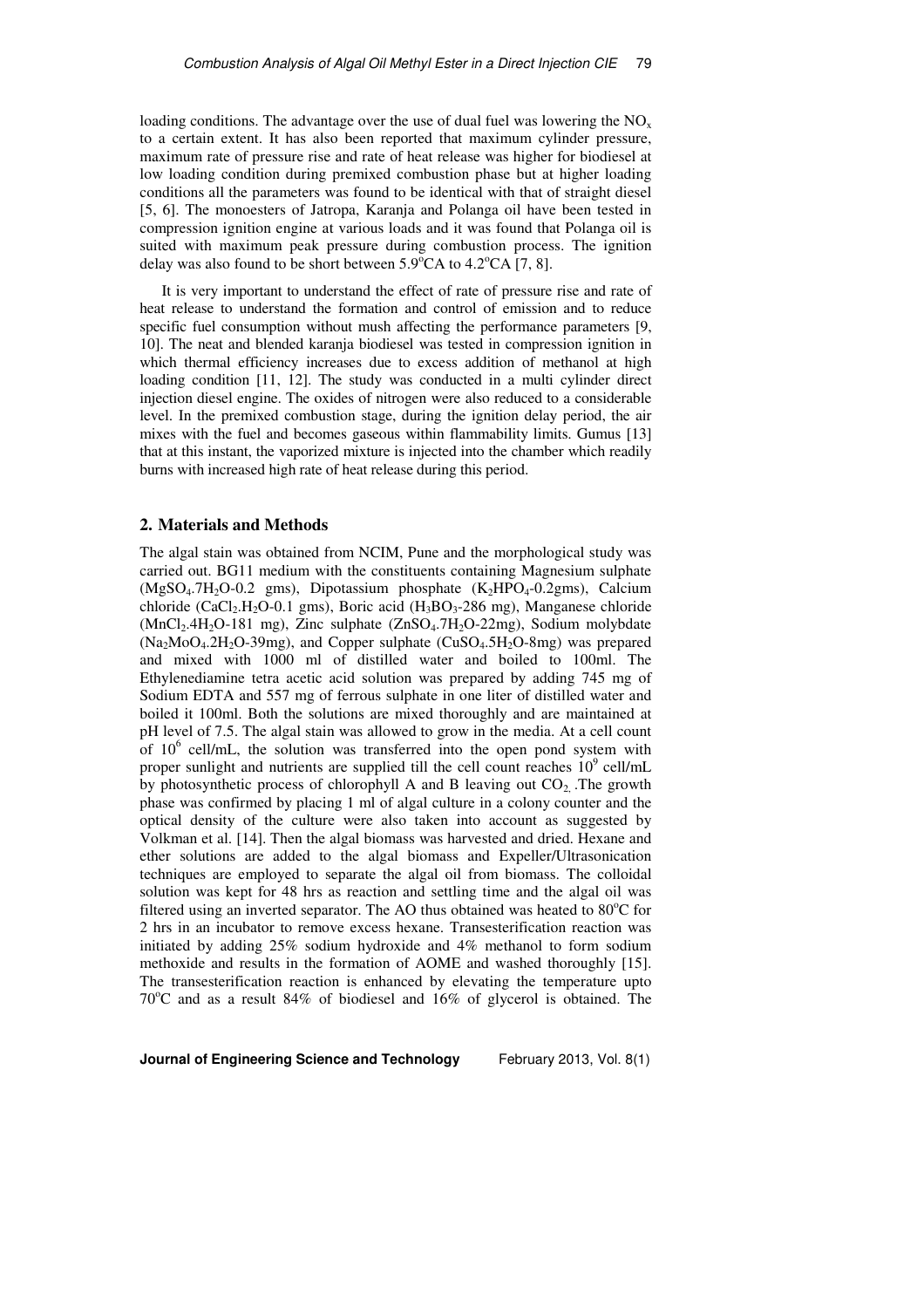loading conditions. The advantage over the use of dual fuel was lowering the $NO_x$ to a certain extent. It has also been reported that maximum cylinder pressure, maximum rate of pressure rise and rate of heat release was higher for biodiesel at low loading condition during premixed combustion phase but at higher loading conditions all the parameters was found to be identical with that of straight diesel [5, 6]. The monoesters of Jatropa, Karanja and Polanga oil have been tested in compression ignition engine and it was found that Polanga oil is suited with maximum peak pressure during combustion process. The ignition delay was also found to be short between $5.9^{o}$CA to $4.2^{o}$CA [7, 8].

It is very important to understand the effect of rate of pressure rise and rate of heat release to understand the formation and control of emission and to reduce specific fuel consumption without mush affecting the performance parameters [9, 10]. The neat and blended karanja biodiesel was tested in compression ignition in which thermal efficiency increases due to excess addition of methanol at high loading condition [11, 12]. The study was conducted in a multi cylinder direct injection diesel engine. The oxides of nitrogen were also reduced to a considerable level. In the premixed combustion stage, during the ignition delay period, the air mixes with the fuel and becomes gaseous within flammability limits. Gumus [13] that at this instant, the vaporized mixture is injected into the chamber which readily burns with increased high rate of heat release during this period.

## 2. Materials and Methods

The algal stain was obtained from NCIM, Pune and the morphological study was carried out. BG11 medium with the constituents containing Magnesium sulphate ($MgSO_4.7H_2O$-0.2 gms), Dipotassium phosphate ($K_2HPO_4$-0.2gms), Calcium chloride ($CaCl_2.H_2O$-0.1 gms), Boric acid ($H_3BO_3$-286 mg), Manganese chloride ($MnCl_2.4H_2O$-181 mg), Zinc sulphate ($ZnSO_4.7H_2O$-22mg), Sodium molybdate ($Na_2MoO_4.2H_2O$-39mg), and Copper sulphate ($CuSO_4.5H_2O$-8mg) was prepared and mixed with 1000 ml of distilled water and boiled to 100ml. The Ethylenediamine tetra acetic acid solution was prepared by adding 745 mg of Sodium EDTA and 557 mg of ferrous sulphate in one liter of distilled water and boiled it 100ml. Both the solutions are mixed thoroughly and are maintained at pH level of 7.5. The algal stain was allowed to grow in the media. At a cell count of $10^6$ cell/mL, the solution was transferred into the open pond system with proper sunlight and nutrients are supplied till the cell count reaches $10^9$ cell/mL by photosynthetic process of chlorophyll A and B leaving out $CO_2$ .The growth phase was confirmed by placing 1 ml of algal culture in a colony counter and the optical density of the culture were also taken into account as suggested by Volkman et al. [14]. Then the algal biomass was harvested and dried. Hexane and ether solutions are added to the algal biomass and Expeller/Ultrasonication techniques are employed to separate the algal oil from biomass. The colloidal solution was kept for 48 hrs as reaction and settling time and the algal oil was filtered using an inverted separator. The AO thus obtained was heated to $80^{o}$C for 2 hrs in an incubator to remove excess hexane. Transesterification reaction was initiated by adding 25% sodium hydroxide and 4% methanol to form sodium methoxide and results in the formation of AOME and washed thoroughly [15]. The transesterification reaction is enhanced by elevating the temperature upto $70^{o}$C and as a result 84% of biodiesel and 16% of glycerol is obtained. The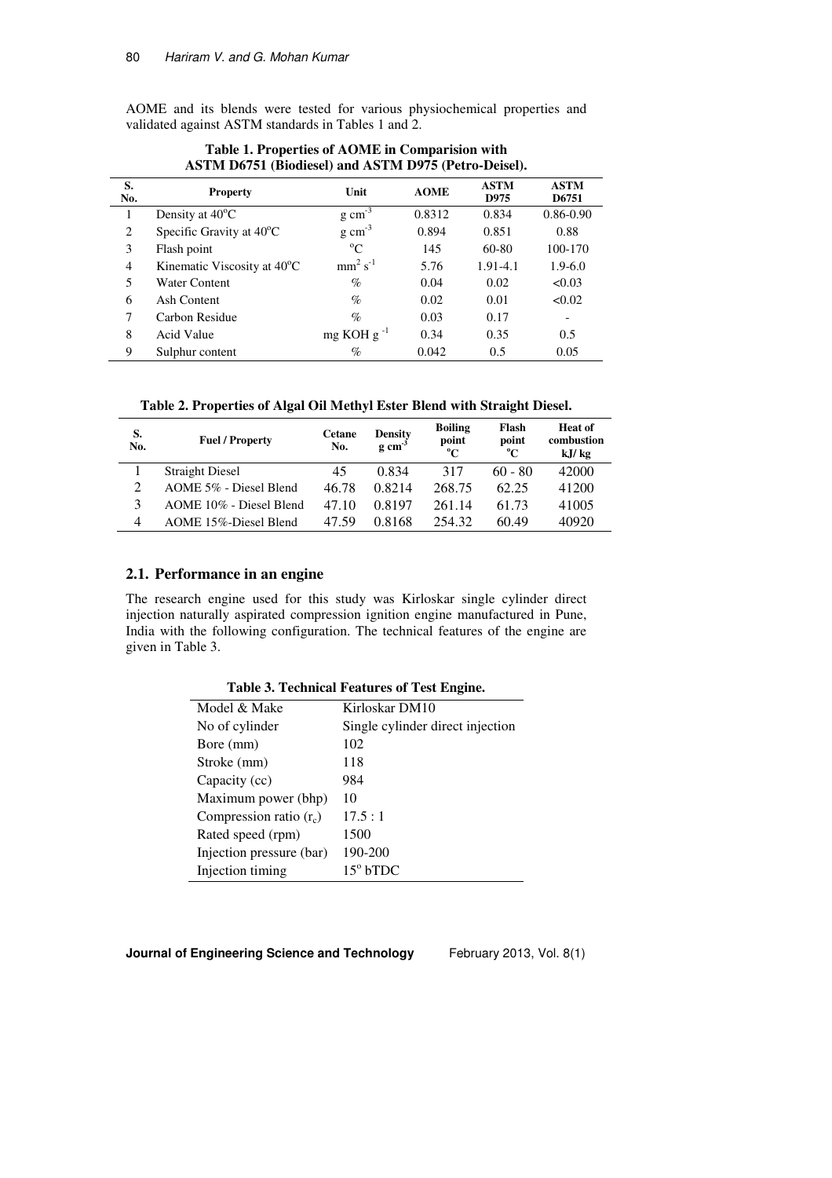AOME and its blends were tested for various physiochemical properties and validated against ASTM standards in Tables 1 and 2.

**Table 1. Properties of AOME in Comparision with ASTM D6751 (Biodiesel) and ASTM D975 (Petro-Deisel).**

| S. No. | Property | Unit | AOME | ASTM D975 | ASTM D6751 |
|---|---|---|---|---|---|
| 1 | Density at 40°C | g $cm^{-3}$ | 0.8312 | 0.834 | 0.86-0.90 |
| 2 | Specific Gravity at 40°C | g $cm^{-3}$ | 0.894 | 0.851 | 0.88 |
| 3 | Flash point | °C | 145 | 60-80 | 100-170 |
| 4 | Kinematic Viscosity at 40°C | $mm^2 s^{-1}$ | 5.76 | 1.91-4.1 | 1.9-6.0 |
| 5 | Water Content | % | 0.04 | 0.02 | <0.03 |
| 6 | Ash Content | % | 0.02 | 0.01 | <0.02 |
| 7 | Carbon Residue | % | 0.03 | 0.17 | - |
| 8 | Acid Value | mg KOH $g^{-1}$ | 0.34 | 0.35 | 0.5 |
| 9 | Sulphur content | % | 0.042 | 0.5 | 0.05 |

**Table 2. Properties of Algal Oil Methyl Ester Blend with Straight Diesel.**

| S. No. | Fuel / Property | Cetane No. | Density g $cm^{-3}$ | Boiling point °C | Flash point °C | Heat of combustion kJ/ kg |
|---|---|---|---|---|---|---|
| 1 | Straight Diesel | 45 | 0.834 | 317 | 60 - 80 | 42000 |
| 2 | AOME 5% - Diesel Blend | 46.78 | 0.8214 | 268.75 | 62.25 | 41200 |
| 3 | AOME 10% - Diesel Blend | 47.10 | 0.8197 | 261.14 | 61.73 | 41005 |
| 4 | AOME 15%-Diesel Blend | 47.59 | 0.8168 | 254.32 | 60.49 | 40920 |

## 2.1. Performance in an engine

The research engine used for this study was Kirloskar single cylinder direct injection naturally aspirated compression ignition engine manufactured in Pune, India with the following configuration. The technical features of the engine are given in Table 3.

**Table 3. Technical Features of Test Engine.**

| | |
|---|---|
| Model & Make | Kirloskar DM10 |
| No of cylinder | Single cylinder direct injection |
| Bore (mm) | 102 |
| Stroke (mm) | 118 |
| Capacity (cc) | 984 |
| Maximum power (bhp) | 10 |
| Compression ratio ($r_c$) | 17.5 : 1 |
| Rated speed (rpm) | 1500 |
| Injection pressure (bar) | 190-200 |
| Injection timing | 15° bTDC |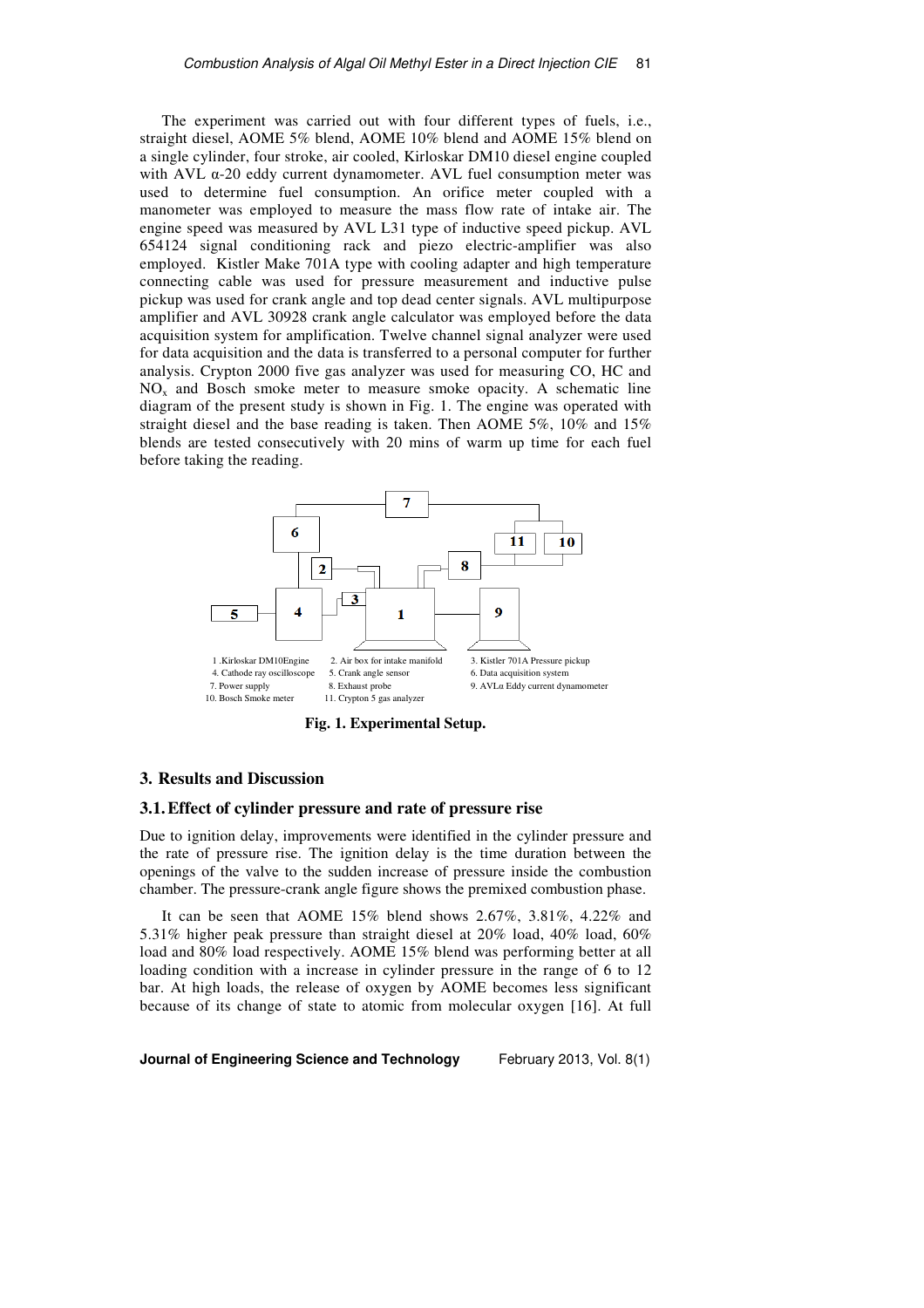The experiment was carried out with four different types of fuels, i.e., straight diesel, AOME 5% blend, AOME 10% blend and AOME 15% blend on a single cylinder, four stroke, air cooled, Kirloskar DM10 diesel engine coupled with AVL α-20 eddy current dynamometer. AVL fuel consumption meter was used to determine fuel consumption. An orifice meter coupled with a manometer was employed to measure the mass flow rate of intake air. The engine speed was measured by AVL L31 type of inductive speed pickup. AVL 654124 signal conditioning rack and piezo electric-amplifier was also employed. Kistler Make 701A type with cooling adapter and high temperature connecting cable was used for pressure measurement and inductive pulse pickup was used for crank angle and top dead center signals. AVL multipurpose amplifier and AVL 30928 crank angle calculator was employed before the data acquisition system for amplification. Twelve channel signal analyzer were used for data acquisition and the data is transferred to a personal computer for further analysis. Crypton 2000 five gas analyzer was used for measuring CO, HC and $NO_x$ and Bosch smoke meter to measure smoke opacity. A schematic line diagram of the present study is shown in Fig. 1. The engine was operated with straight diesel and the base reading is taken. Then AOME 5%, 10% and 15% blends are tested consecutively with 20 mins of warm up time for each fuel before taking the reading.

1. Kirloskar DM10Engine 2. Air box for intake manifold 3. Kistler 701A Pressure pickup
4. Cathode ray oscilloscope 5. Crank angle sensor 6. Data acquisition system
7. Power supply 8. Exhaust probe 9. AVLα Eddy current dynamometer
10. Bosch Smoke meter 11. Crypton 5 gas analyzer

**Fig. 1. Experimental Setup.**

## 3. Results and Discussion

### 3.1. Effect of cylinder pressure and rate of pressure rise

Due to ignition delay, improvements were identified in the cylinder pressure and the rate of pressure rise. The ignition delay is the time duration between the openings of the valve to the sudden increase of pressure inside the combustion chamber. The pressure-crank angle figure shows the premixed combustion phase.

It can be seen that AOME 15% blend shows 2.67%, 3.81%, 4.22% and 5.31% higher peak pressure than straight diesel at 20% load, 40% load, 60% load and 80% load respectively. AOME 15% blend was performing better at all loading condition with a increase in cylinder pressure in the range of 6 to 12 bar. At high loads, the release of oxygen by AOME becomes less significant because of its change of state to atomic from molecular oxygen [16]. At full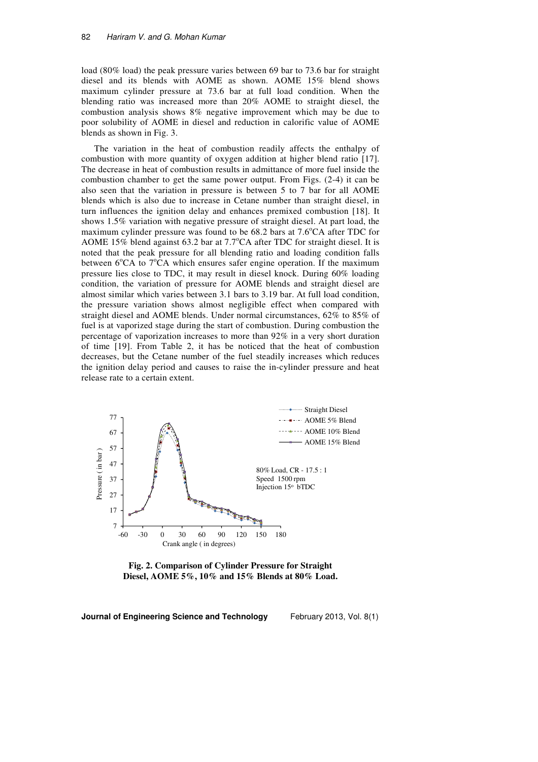load (80% load) the peak pressure varies between 69 bar to 73.6 bar for straight diesel and its blends with AOME as shown. AOME 15% blend shows maximum cylinder pressure at 73.6 bar at full load condition. When the blending ratio was increased more than 20% AOME to straight diesel, the combustion analysis shows 8% negative improvement which may be due to poor solubility of AOME in diesel and reduction in calorific value of AOME blends as shown in Fig. 3.

The variation in the heat of combustion readily affects the enthalpy of combustion with more quantity of oxygen addition at higher blend ratio [17]. The decrease in heat of combustion results in admittance of more fuel inside the combustion chamber to get the same power output. From Figs. (2-4) it can be also seen that the variation in pressure is between 5 to 7 bar for all AOME blends which is also due to increase in Cetane number than straight diesel, in turn influences the ignition delay and enhances premixed combustion [18]. It shows 1.5% variation with negative pressure of straight diesel. At part load, the maximum cylinder pressure was found to be 68.2 bars at 7.6°CA after TDC for AOME 15% blend against 63.2 bar at 7.7°CA after TDC for straight diesel. It is noted that the peak pressure for all blending ratio and loading condition falls between 6°CA to 7°CA which ensures safer engine operation. If the maximum pressure lies close to TDC, it may result in diesel knock. During 60% loading condition, the variation of pressure for AOME blends and straight diesel are almost similar which varies between 3.1 bars to 3.19 bar. At full load condition, the pressure variation shows almost negligible effect when compared with straight diesel and AOME blends. Under normal circumstances, 62% to 85% of fuel is at vaporized stage during the start of combustion. During combustion the percentage of vaporization increases to more than 92% in a very short duration of time [19]. From Table 2, it has be noticed that the heat of combustion decreases, but the Cetane number of the fuel steadily increases which reduces the ignition delay period and causes to raise the in-cylinder pressure and heat release rate to a certain extent.

**Fig. 2. Comparison of Cylinder Pressure for Straight Diesel, AOME 5%, 10% and 15% Blends at 80% Load.**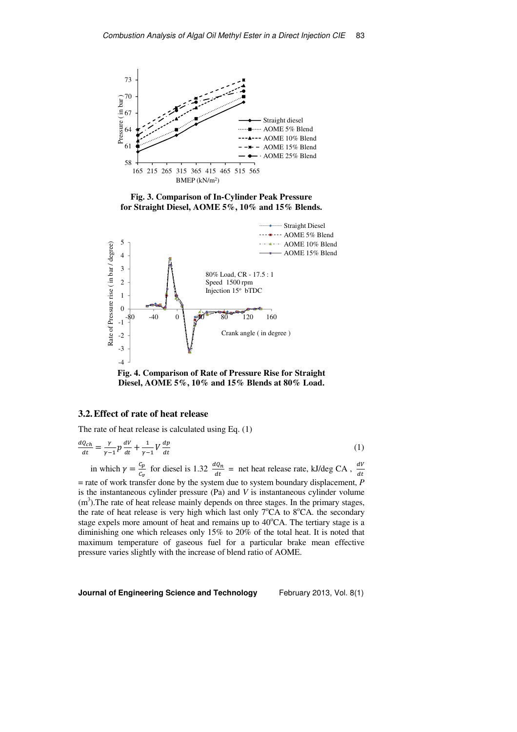Fig. 3. Comparison of In-Cylinder Peak Pressure for Straight Diesel, AOME 5%, 10% and 15% Blends.

Fig. 4. Comparison of Rate of Pressure Rise for Straight Diesel, AOME 5%, 10% and 15% Blends at 80% Load.

### 3.2. Effect of rate of heat release

The rate of heat release is calculated using Eq. (1)

$$\frac{dQ_{ch}}{dt} = \frac{\gamma}{\gamma-1} p \frac{dV}{dt} + \frac{1}{\gamma-1} V \frac{dp}{dt} \tag{1}$$

in which $\gamma = \frac{C_p}{C_v}$ for diesel is 1.32 $\frac{dQ_n}{dt}$ = net heat release rate, kJ/deg CA , $\frac{dV}{dt}$ = rate of work transfer done by the system due to system boundary displacement, $P$ is the instantaneous cylinder pressure (Pa) and $V$ is instantaneous cylinder volume ($m^3$).The rate of heat release mainly depends on three stages. In the primary stages, the rate of heat release is very high which last only 7°CA to 8°CA. the secondary stage expels more amount of heat and remains up to 40°CA. The tertiary stage is a diminishing one which releases only 15% to 20% of the total heat. It is noted that maximum temperature of gaseous fuel for a particular brake mean effective pressure varies slightly with the increase of blend ratio of AOME.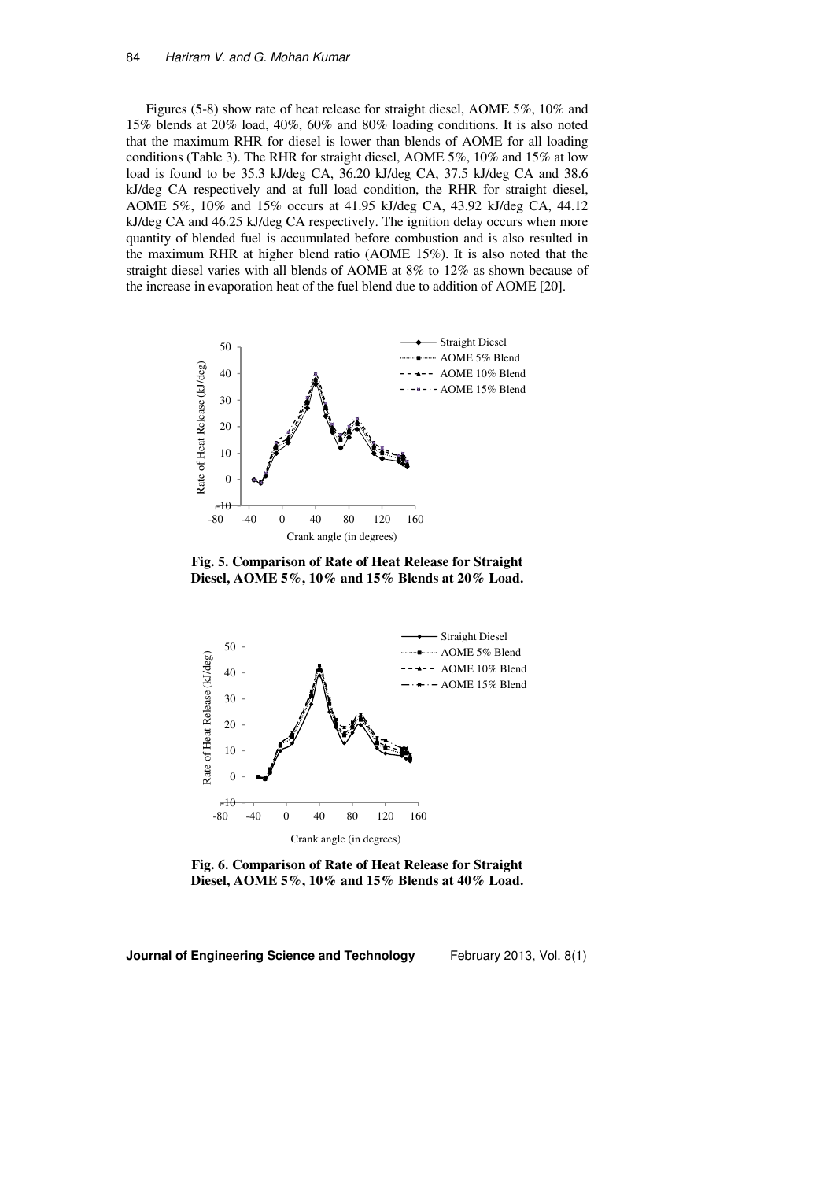Figures (5-8) show rate of heat release for straight diesel, AOME 5%, 10% and 15% blends at 20% load, 40%, 60% and 80% loading conditions. It is also noted that the maximum RHR for diesel is lower than blends of AOME for all loading conditions (Table 3). The RHR for straight diesel, AOME 5%, 10% and 15% at low load is found to be 35.3 kJ/deg CA, 36.20 kJ/deg CA, 37.5 kJ/deg CA and 38.6 kJ/deg CA respectively and at full load condition, the RHR for straight diesel, AOME 5%, 10% and 15% occurs at 41.95 kJ/deg CA, 43.92 kJ/deg CA, 44.12 kJ/deg CA and 46.25 kJ/deg CA respectively. The ignition delay occurs when more quantity of blended fuel is accumulated before combustion and is also resulted in the maximum RHR at higher blend ratio (AOME 15%). It is also noted that the straight diesel varies with all blends of AOME at 8% to 12% as shown because of the increase in evaporation heat of the fuel blend due to addition of AOME [20].

**Fig. 5. Comparison of Rate of Heat Release for Straight Diesel, AOME 5%, 10% and 15% Blends at 20% Load.**

**Fig. 6. Comparison of Rate of Heat Release for Straight Diesel, AOME 5%, 10% and 15% Blends at 40% Load.**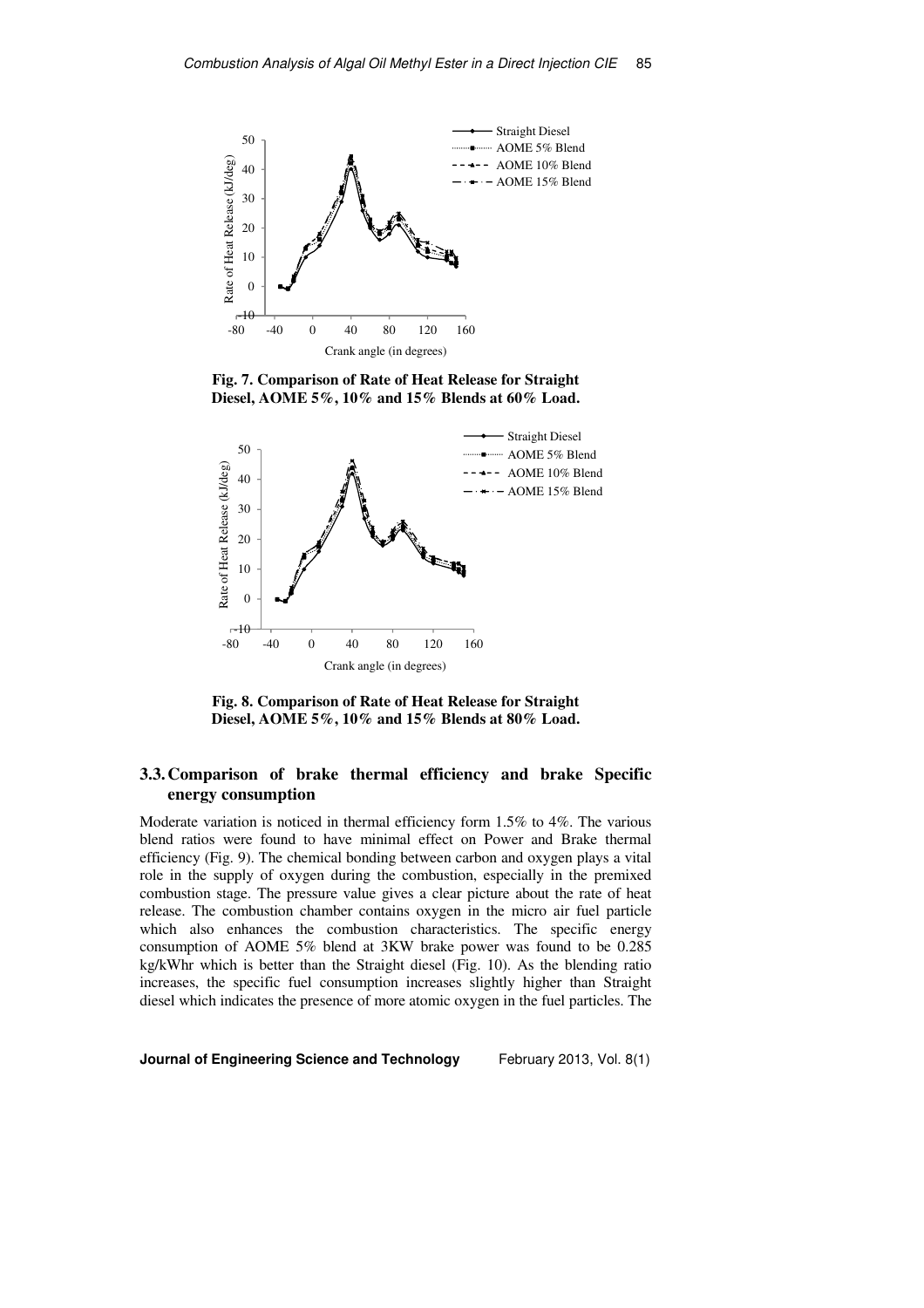**Fig. 7. Comparison of Rate of Heat Release for Straight Diesel, AOME 5%, 10% and 15% Blends at 60% Load.**

**Fig. 8. Comparison of Rate of Heat Release for Straight Diesel, AOME 5%, 10% and 15% Blends at 80% Load.**

## 3.3. Comparison of brake thermal efficiency and brake Specific energy consumption

Moderate variation is noticed in thermal efficiency form 1.5% to 4%. The various blend ratios were found to have minimal effect on Power and Brake thermal efficiency (Fig. 9). The chemical bonding between carbon and oxygen plays a vital role in the supply of oxygen during the combustion, especially in the premixed combustion stage. The pressure value gives a clear picture about the rate of heat release. The combustion chamber contains oxygen in the micro air fuel particle which also enhances the combustion characteristics. The specific energy consumption of AOME 5% blend at 3KW brake power was found to be 0.285 kg/kWhr which is better than the Straight diesel (Fig. 10). As the blending ratio increases, the specific fuel consumption increases slightly higher than Straight diesel which indicates the presence of more atomic oxygen in the fuel particles. The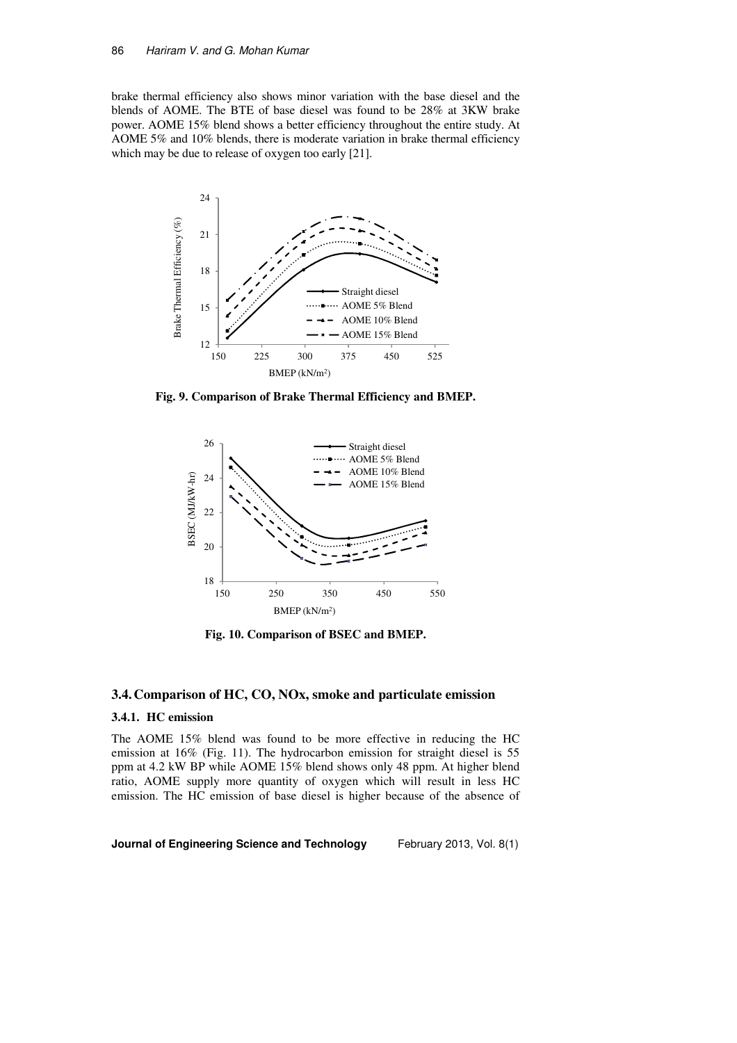brake thermal efficiency also shows minor variation with the base diesel and the blends of AOME. The BTE of base diesel was found to be 28% at 3KW brake power. AOME 15% blend shows a better efficiency throughout the entire study. At AOME 5% and 10% blends, there is moderate variation in brake thermal efficiency which may be due to release of oxygen too early [21].

**Fig. 9. Comparison of Brake Thermal Efficiency and BMEP.**

**Fig. 10. Comparison of BSEC and BMEP.**

## 3.4. Comparison of HC, CO, NOx, smoke and particulate emission

### 3.4.1. HC emission

The AOME 15% blend was found to be more effective in reducing the HC emission at 16% (Fig. 11). The hydrocarbon emission for straight diesel is 55 ppm at 4.2 kW BP while AOME 15% blend shows only 48 ppm. At higher blend ratio, AOME supply more quantity of oxygen which will result in less HC emission. The HC emission of base diesel is higher because of the absence of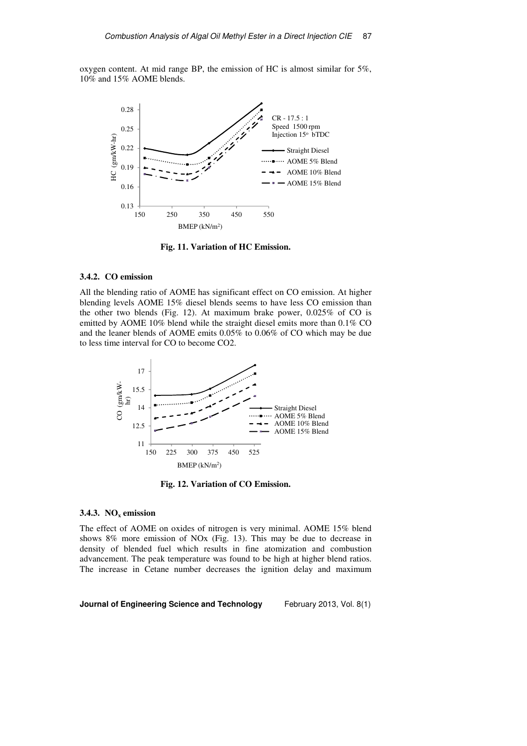oxygen content. At mid range BP, the emission of HC is almost similar for 5%, 10% and 15% AOME blends.

**Fig. 11. Variation of HC Emission.**

### 3.4.2. CO emission

All the blending ratio of AOME has significant effect on CO emission. At higher blending levels AOME 15% diesel blends seems to have less CO emission than the other two blends (Fig. 12). At maximum brake power, 0.025% of CO is emitted by AOME 10% blend while the straight diesel emits more than 0.1% CO and the leaner blends of AOME emits 0.05% to 0.06% of CO which may be due to less time interval for CO to become CO2.

**Fig. 12. Variation of CO Emission.**

### 3.4.3. $NO_x$ emission

The effect of AOME on oxides of nitrogen is very minimal. AOME 15% blend shows 8% more emission of NOx (Fig. 13). This may be due to decrease in density of blended fuel which results in fine atomization and combustion advancement. The peak temperature was found to be high at higher blend ratios. The increase in Cetane number decreases the ignition delay and maximum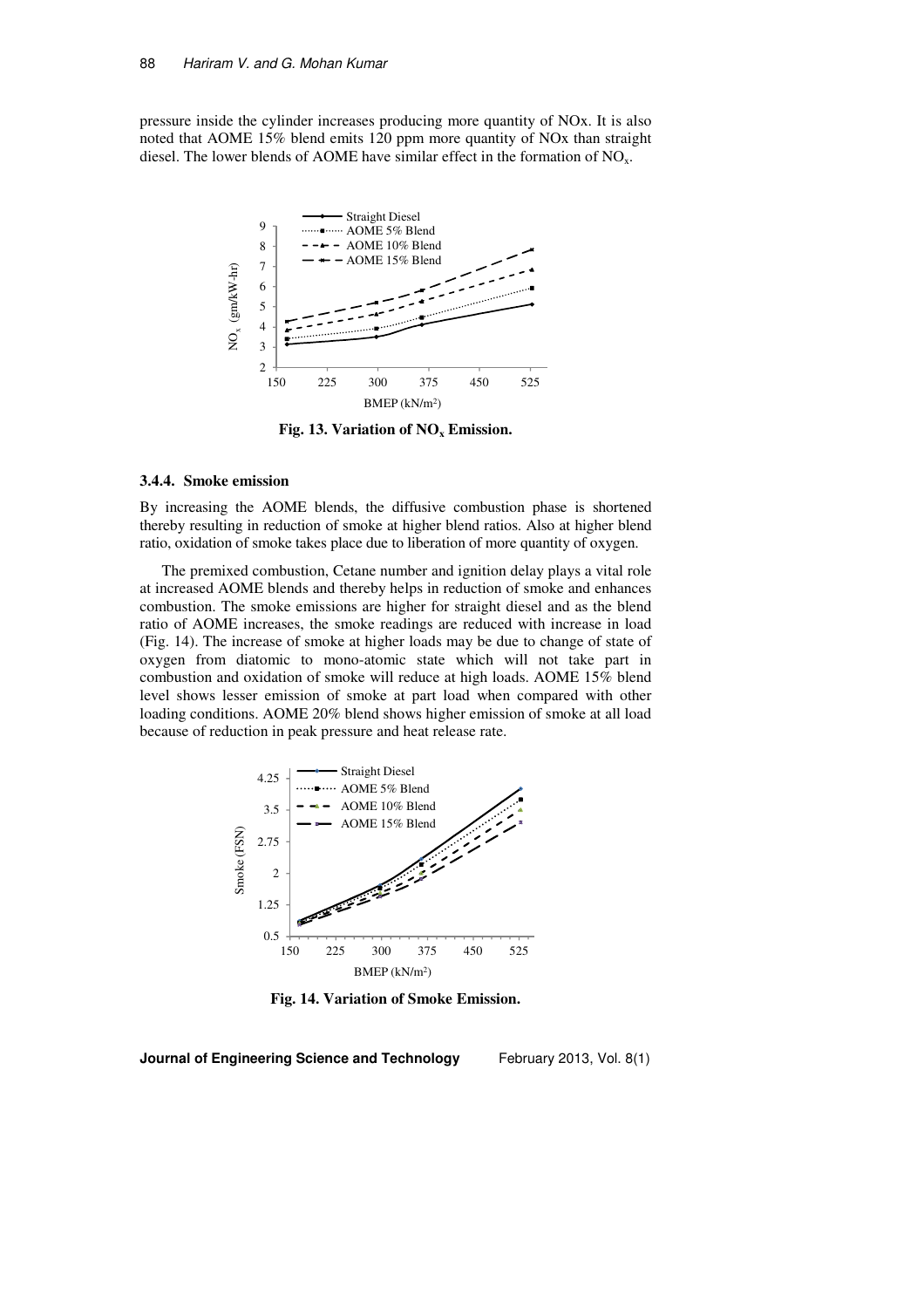pressure inside the cylinder increases producing more quantity of NOx. It is also noted that AOME 15% blend emits 120 ppm more quantity of NOx than straight diesel. The lower blends of AOME have similar effect in the formation of $NO_x$.

**Fig. 13. Variation of $NO_x$ Emission.**

### 3.4.4. Smoke emission

By increasing the AOME blends, the diffusive combustion phase is shortened thereby resulting in reduction of smoke at higher blend ratios. Also at higher blend ratio, oxidation of smoke takes place due to liberation of more quantity of oxygen.

The premixed combustion, Cetane number and ignition delay plays a vital role at increased AOME blends and thereby helps in reduction of smoke and enhances combustion. The smoke emissions are higher for straight diesel and as the blend ratio of AOME increases, the smoke readings are reduced with increase in load (Fig. 14). The increase of smoke at higher loads may be due to change of state of oxygen from diatomic to mono-atomic state which will not take part in combustion and oxidation of smoke will reduce at high loads. AOME 15% blend level shows lesser emission of smoke at part load when compared with other loading conditions. AOME 20% blend shows higher emission of smoke at all load because of reduction in peak pressure and heat release rate.

**Fig. 14. Variation of Smoke Emission.**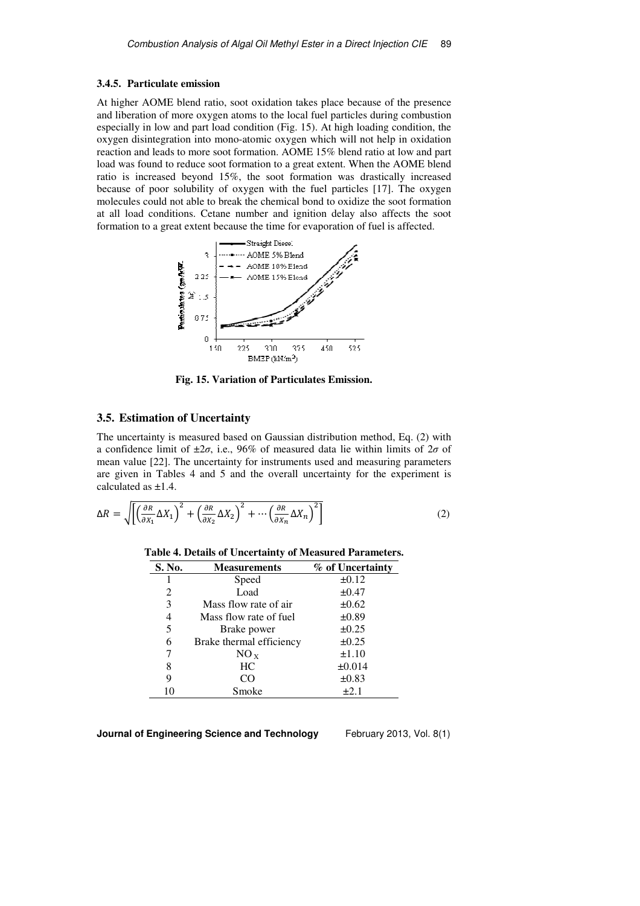### 3.4.5. Particulate emission

At higher AOME blend ratio, soot oxidation takes place because of the presence and liberation of more oxygen atoms to the local fuel particles during combustion especially in low and part load condition (Fig. 15). At high loading condition, the oxygen disintegration into mono-atomic oxygen which will not help in oxidation reaction and leads to more soot formation. AOME 15% blend ratio at low and part load was found to reduce soot formation to a great extent. When the AOME blend ratio is increased beyond 15%, the soot formation was drastically increased because of poor solubility of oxygen with the fuel particles [17]. The oxygen molecules could not able to break the chemical bond to oxidize the soot formation at all load conditions. Cetane number and ignition delay also affects the soot formation to a great extent because the time for evaporation of fuel is affected.

**Fig. 15. Variation of Particulates Emission.**

## 3.5. Estimation of Uncertainty

The uncertainty is measured based on Gaussian distribution method, Eq. (2) with a confidence limit of $\pm 2\sigma$, i.e., 96% of measured data lie within limits of $2\sigma$ of mean value [22]. The uncertainty for instruments used and measuring parameters are given in Tables 4 and 5 and the overall uncertainty for the experiment is calculated as ±1.4.

$$\Delta R = \sqrt{\left[ \left( \frac{\partial R}{\partial X_1} \Delta X_1 \right)^2 + \left( \frac{\partial R}{\partial X_2} \Delta X_2 \right)^2 + \cdots \left( \frac{\partial R}{\partial X_n} \Delta X_n \right)^2 \right]} \tag{2}$$

**Table 4. Details of Uncertainty of Measured Parameters.**

| S. No. | Measurements | % of Uncertainty |
|---|---|---|
| 1 | Speed | ±0.12 |
| 2 | Load | ±0.47 |
| 3 | Mass flow rate of air | ±0.62 |
| 4 | Mass flow rate of fuel | ±0.89 |
| 5 | Brake power | ±0.25 |
| 6 | Brake thermal efficiency | ±0.25 |
| 7 | $NO_X$ | ±1.10 |
| 8 | HC | ±0.014 |
| 9 | CO | ±0.83 |
| 10 | Smoke | ±2.1 |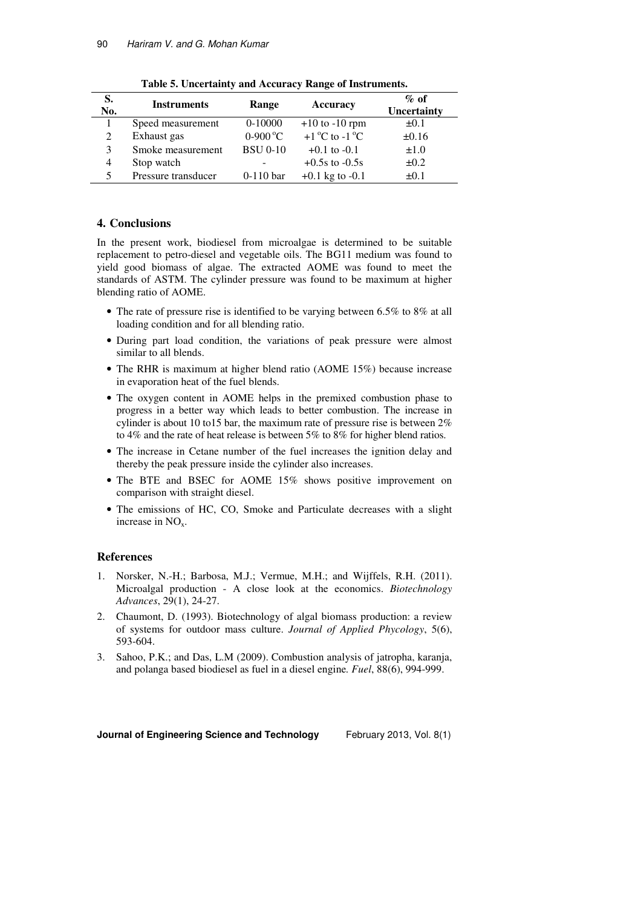**Table 5. Uncertainty and Accuracy Range of Instruments.**

| S. No. | Instruments | Range | Accuracy | % of Uncertainty |
|---|---|---|---|---|
| 1 | Speed measurement | 0-10000 | +10 to -10 rpm | ±0.1 |
| 2 | Exhaust gas | 0-900 °C | +1 °C to -1 °C | ±0.16 |
| 3 | Smoke measurement | BSU 0-10 | +0.1 to -0.1 | ±1.0 |
| 4 | Stop watch | - | +0.5s to -0.5s | ±0.2 |
| 5 | Pressure transducer | 0-110 bar | +0.1 kg to -0.1 | ±0.1 |

## 4. Conclusions

In the present work, biodiesel from microalgae is determined to be suitable replacement to petro-diesel and vegetable oils. The BG11 medium was found to yield good biomass of algae. The extracted AOME was found to meet the standards of ASTM. The cylinder pressure was found to be maximum at higher blending ratio of AOME.

- The rate of pressure rise is identified to be varying between 6.5% to 8% at all loading condition and for all blending ratio.
- During part load condition, the variations of peak pressure were almost similar to all blends.
- The RHR is maximum at higher blend ratio (AOME 15%) because increase in evaporation heat of the fuel blends.
- The oxygen content in AOME helps in the premixed combustion phase to progress in a better way which leads to better combustion. The increase in cylinder is about 10 to15 bar, the maximum rate of pressure rise is between 2% to 4% and the rate of heat release is between 5% to 8% for higher blend ratios.
- The increase in Cetane number of the fuel increases the ignition delay and thereby the peak pressure inside the cylinder also increases.
- The BTE and BSEC for AOME 15% shows positive improvement on comparison with straight diesel.
- The emissions of HC, CO, Smoke and Particulate decreases with a slight increase in $NO_x$.

## References

1. Norsker, N.-H.; Barbosa, M.J.; Vermue, M.H.; and Wijffels, R.H. (2011). Microalgal production - A close look at the economics. *Biotechnology Advances*, 29(1), 24-27.
2. Chaumont, D. (1993). Biotechnology of algal biomass production: a review of systems for outdoor mass culture. *Journal of Applied Phycology*, 5(6), 593-604.
3. Sahoo, P.K.; and Das, L.M (2009). Combustion analysis of jatropha, karanja, and polanga based biodiesel as fuel in a diesel engine. *Fuel*, 88(6), 994-999.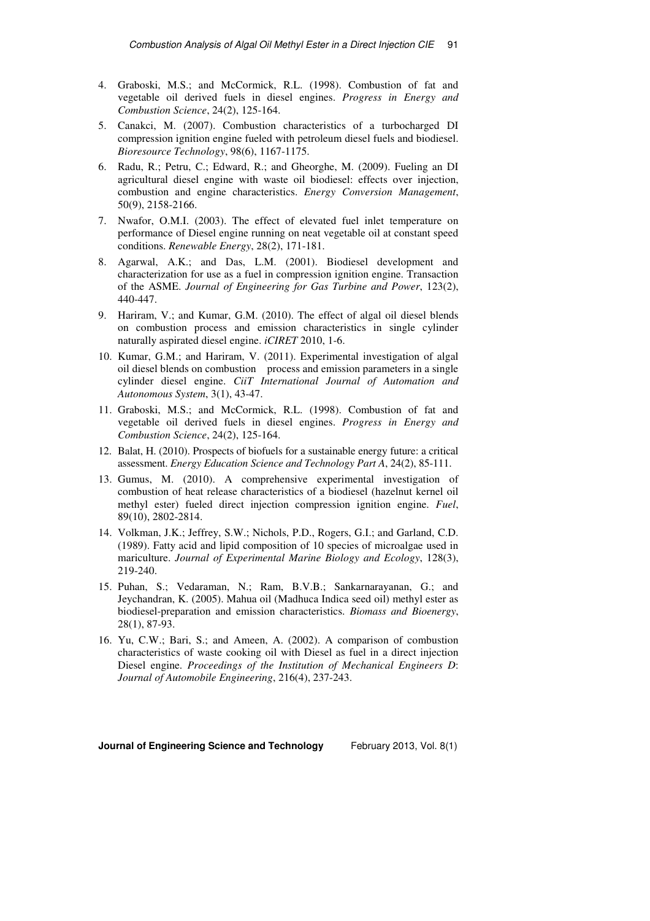4. Graboski, M.S.; and McCormick, R.L. (1998). Combustion of fat and vegetable oil derived fuels in diesel engines. *Progress in Energy and Combustion Science*, 24(2), 125-164.
5. Canakci, M. (2007). Combustion characteristics of a turbocharged DI compression ignition engine fueled with petroleum diesel fuels and biodiesel. *Bioresource Technology*, 98(6), 1167-1175.
6. Radu, R.; Petru, C.; Edward, R.; and Gheorghe, M. (2009). Fueling an DI agricultural diesel engine with waste oil biodiesel: effects over injection, combustion and engine characteristics. *Energy Conversion Management*, 50(9), 2158-2166.
7. Nwafor, O.M.I. (2003). The effect of elevated fuel inlet temperature on performance of Diesel engine running on neat vegetable oil at constant speed conditions. *Renewable Energy*, 28(2), 171-181.
8. Agarwal, A.K.; and Das, L.M. (2001). Biodiesel development and characterization for use as a fuel in compression ignition engine. Transaction of the ASME. *Journal of Engineering for Gas Turbine and Power*, 123(2), 440-447.
9. Hariram, V.; and Kumar, G.M. (2010). The effect of algal oil diesel blends on combustion process and emission characteristics in single cylinder naturally aspirated diesel engine. *iCIRET* 2010, 1-6.
10. Kumar, G.M.; and Hariram, V. (2011). Experimental investigation of algal oil diesel blends on combustion process and emission parameters in a single cylinder diesel engine. *CiiT International Journal of Automation and Autonomous System*, 3(1), 43-47.
11. Graboski, M.S.; and McCormick, R.L. (1998). Combustion of fat and vegetable oil derived fuels in diesel engines. *Progress in Energy and Combustion Science*, 24(2), 125-164.
12. Balat, H. (2010). Prospects of biofuels for a sustainable energy future: a critical assessment. *Energy Education Science and Technology Part A*, 24(2), 85-111.
13. Gumus, M. (2010). A comprehensive experimental investigation of combustion of heat release characteristics of a biodiesel (hazelnut kernel oil methyl ester) fueled direct injection compression ignition engine. *Fuel*, 89(10), 2802-2814.
14. Volkman, J.K.; Jeffrey, S.W.; Nichols, P.D., Rogers, G.I.; and Garland, C.D. (1989). Fatty acid and lipid composition of 10 species of microalgae used in mariculture. *Journal of Experimental Marine Biology and Ecology*, 128(3), 219-240.
15. Puhan, S.; Vedaraman, N.; Ram, B.V.B.; Sankarnarayanan, G.; and Jeychandran, K. (2005). Mahua oil (Madhuca Indica seed oil) methyl ester as biodiesel-preparation and emission characteristics. *Biomass and Bioenergy*, 28(1), 87-93.
16. Yu, C.W.; Bari, S.; and Ameen, A. (2002). A comparison of combustion characteristics of waste cooking oil with Diesel as fuel in a direct injection Diesel engine. *Proceedings of the Institution of Mechanical Engineers D*: *Journal of Automobile Engineering*, 216(4), 237-243.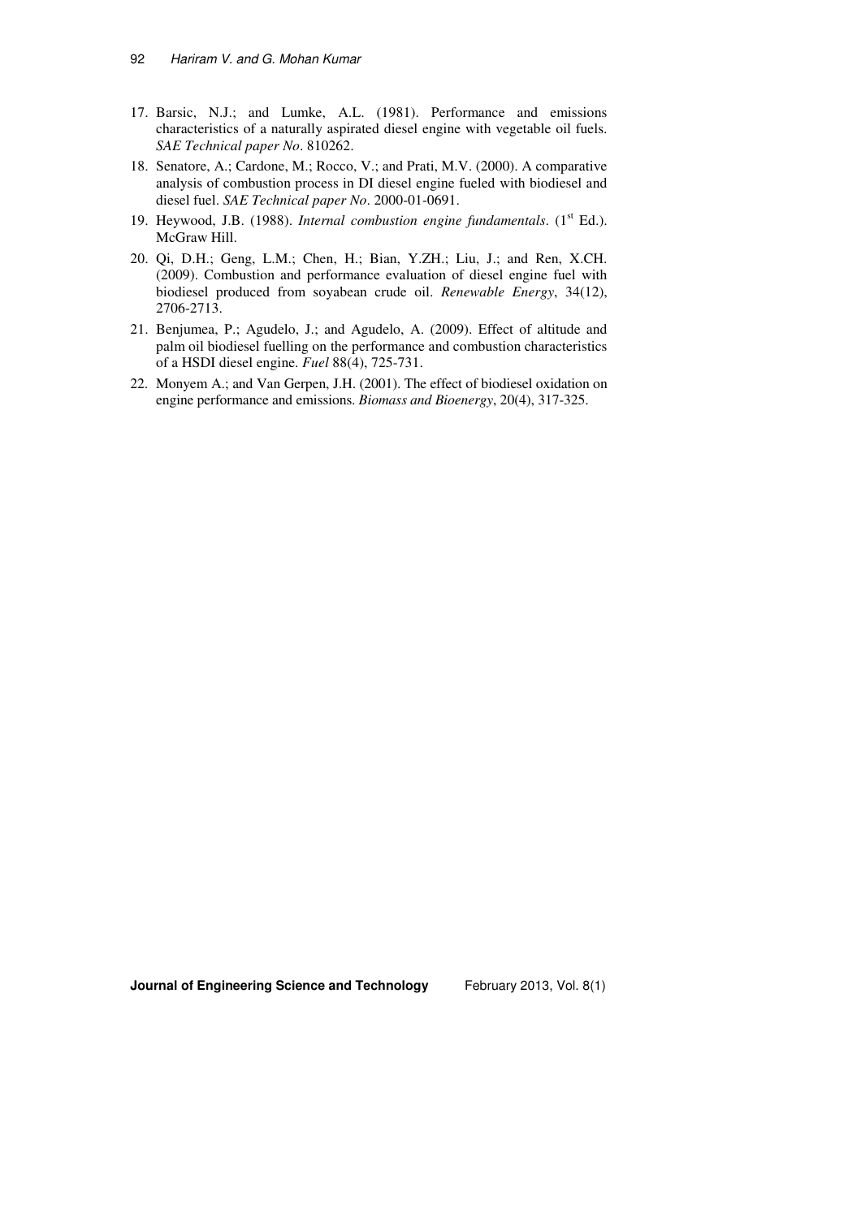17. Barsic, N.J.; and Lumke, A.L. (1981). Performance and emissions characteristics of a naturally aspirated diesel engine with vegetable oil fuels. *SAE Technical paper No*. 810262.
18. Senatore, A.; Cardone, M.; Rocco, V.; and Prati, M.V. (2000). A comparative analysis of combustion process in DI diesel engine fueled with biodiesel and diesel fuel. *SAE Technical paper No*. 2000-01-0691.
19. Heywood, J.B. (1988). *Internal combustion engine fundamentals*. (1st Ed.). McGraw Hill.
20. Qi, D.H.; Geng, L.M.; Chen, H.; Bian, Y.ZH.; Liu, J.; and Ren, X.CH. (2009). Combustion and performance evaluation of diesel engine fuel with biodiesel produced from soyabean crude oil. *Renewable Energy*, 34(12), 2706-2713.
21. Benjumea, P.; Agudelo, J.; and Agudelo, A. (2009). Effect of altitude and palm oil biodiesel fuelling on the performance and combustion characteristics of a HSDI diesel engine. *Fuel* 88(4), 725-731.
22. Monyem A.; and Van Gerpen, J.H. (2001). The effect of biodiesel oxidation on engine performance and emissions. *Biomass and Bioenergy*, 20(4), 317-325.